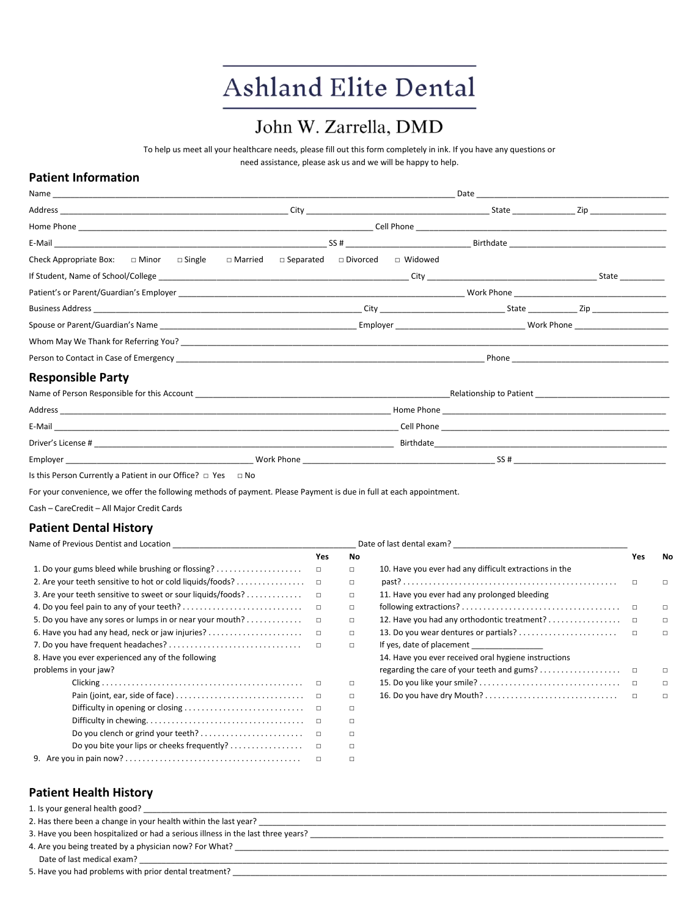# Ashland Elite Dental

## John W. Zarrella, DMD

To help us meet all your healthcare needs, please fill out this form completely in ink. If you have any questions or need assistance, please ask us and we will be happy to help.

## Patient Information

Name ______________________________________________ Date ______________________

Address ____________________________ City ______________________ State ________ Zip __________

Home Phone ______________________________________ Cell Phone ______________________________

E-Mail _____________________________ SS # ____________________ Birthdate ____________________

Check Appropriate Box: □ Minor □ Single □ Married □ Separated □ Divorced □ Widowed

If Student, Name of School/College ______________________________ City ____________________ State _____

Patient's or Parent/Guardian's Employer ______________________________________ Work Phone ______________

Business Address ____________________________________ City ______________ State ______ Zip _________

Spouse or Parent/Guardian's Name _________________________ Employer _______________ Work Phone __________

Whom May We Thank for Referring You? ____________________________________________________________

Person to Contact in Case of Emergency ____________________________________ Phone ____________________

## Responsible Party

Name of Person Responsible for this Account ________________________________Relationship to Patient _______________

Address ____________________________________________ Home Phone ____________________________

E-Mail _____________________________________________ Cell Phone _____________________________

Driver's License # ______________________________________ Birthdate_____________________________

Employer _______________________ Work Phone _________________________ SS # ____________________

Is this Person Currently a Patient in our Office? □ Yes □ No

For your convenience, we offer the following methods of payment. Please Payment is due in full at each appointment.

Cash – CareCredit – All Major Credit Cards

## Patient Dental History

Name of Previous Dentist and Location ______________________ Date of last dental exam? ______________________

| | Yes | No |
|---|---|---|
| 1. Do your gums bleed while brushing or flossing? | □ | □ |
| 2. Are your teeth sensitive to hot or cold liquids/foods? | □ | □ |
| 3. Are your teeth sensitive to sweet or sour liquids/foods? | □ | □ |
| 4. Do you feel pain to any of your teeth? | □ | □ |
| 5. Do you have any sores or lumps in or near your mouth? | □ | □ |
| 6. Have you had any head, neck or jaw injuries? | □ | □ |
| 7. Do you have frequent headaches? | □ | □ |
| 8. Have you ever experienced any of the following problems in your jaw? | | |
| Clicking | □ | □ |
| Pain (joint, ear, side of face) | □ | □ |
| Difficulty in opening or closing | □ | □ |
| Difficulty in chewing. | □ | □ |
| Do you clench or grind your teeth? | □ | □ |
| Do you bite your lips or cheeks frequently? | □ | □ |
| 9. Are you in pain now? | □ | □ |
| 10. Have you ever had any difficult extractions in the past? | □ | □ |
| 11. Have you ever had any prolonged bleeding following extractions? | □ | □ |
| 12. Have you had any orthodontic treatment? | □ | □ |
| 13. Do you wear dentures or partials? | □ | □ |
| If yes, date of placement ______________ | | |
| 14. Have you ever received oral hygiene instructions regarding the care of your teeth and gums? | □ | □ |
| 15. Do you like your smile? | □ | □ |
| 16. Do you have dry Mouth? | □ | □ |

## Patient Health History

1. Is your general health good? ____________________________________________________________

2. Has there been a change in your health within the last year? ______________________________________

3. Have you been hospitalized or had a serious illness in the last three years? ____________________________

4. Are you being treated by a physician now? For What? _____________________________________________
   Date of last medical exam? ______________________________________________________________

5. Have you had problems with prior dental treatment? ________________________________________________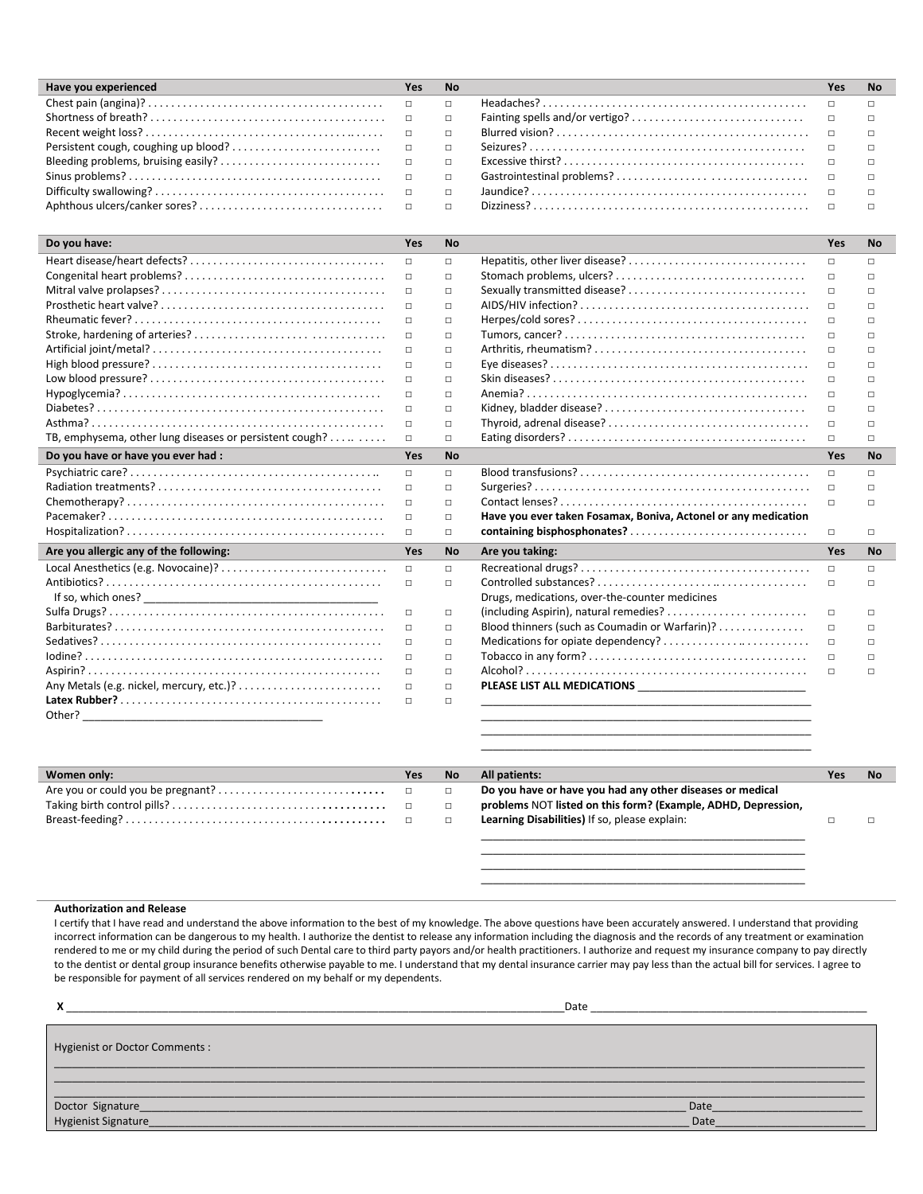| Have you experienced | Yes | No | | Yes | No |
|---|---|---|---|---|---|
| Chest pain (angina)? | □ | □ | Headaches? | □ | □ |
| Shortness of breath? | □ | □ | Fainting spells and/or vertigo? | □ | □ |
| Recent weight loss? | □ | □ | Blurred vision? | □ | □ |
| Persistent cough, coughing up blood? | □ | □ | Seizures? | □ | □ |
| Bleeding problems, bruising easily? | □ | □ | Excessive thirst? | □ | □ |
| Sinus problems? | □ | □ | Gastrointestinal problems? | □ | □ |
| Difficulty swallowing? | □ | □ | Jaundice? | □ | □ |
| Aphthous ulcers/canker sores? | □ | □ | Dizziness? | □ | □ |

| Do you have: | Yes | No | | Yes | No |
|---|---|---|---|---|---|
| Heart disease/heart defects? | □ | □ | Hepatitis, other liver disease? | □ | □ |
| Congenital heart problems? | □ | □ | Stomach problems, ulcers? | □ | □ |
| Mitral valve prolapses? | □ | □ | Sexually transmitted disease? | □ | □ |
| Prosthetic heart valve? | □ | □ | AIDS/HIV infection? | □ | □ |
| Rheumatic fever? | □ | □ | Herpes/cold sores? | □ | □ |
| Stroke, hardening of arteries? | □ | □ | Tumors, cancer? | □ | □ |
| Artificial joint/metal? | □ | □ | Arthritis, rheumatism? | □ | □ |
| High blood pressure? | □ | □ | Eye diseases? | □ | □ |
| Low blood pressure? | □ | □ | Skin diseases? | □ | □ |
| Hypoglycemia? | □ | □ | Anemia? | □ | □ |
| Diabetes? | □ | □ | Kidney, bladder disease? | □ | □ |
| Asthma? | □ | □ | Thyroid, adrenal disease? | □ | □ |
| TB, emphysema, other lung diseases or persistent cough? | □ | □ | Eating disorders? | □ | □ |

| Do you have or have you ever had : | Yes | No | | Yes | No |
|---|---|---|---|---|---|
| Psychiatric care? | □ | □ | Blood transfusions? | □ | □ |
| Radiation treatments? | □ | □ | Surgeries? | □ | □ |
| Chemotherapy? | □ | □ | Contact lenses? | □ | □ |
| Pacemaker? | □ | □ | **Have you ever taken Fosamax, Boniva, Actonel or any medication** | | |
| Hospitalization? | □ | □ | **containing bisphosphonates?** | □ | □ |

| Are you allergic any of the following: | Yes | No | Are you taking: | Yes | No |
|---|---|---|---|---|---|
| Local Anesthetics (e.g. Novocaine)? | □ | □ | Recreational drugs? | □ | □ |
| Antibiotics? | □ | □ | Controlled substances? | □ | □ |
| If so, which ones? ______________________ | | | Drugs, medications, over-the-counter medicines | | |
| Sulfa Drugs? | □ | □ | (including Aspirin), natural remedies? | □ | □ |
| Barbiturates? | □ | □ | Blood thinners (such as Coumadin or Warfarin)? | □ | □ |
| Sedatives? | □ | □ | Medications for opiate dependency? | □ | □ |
| Iodine? | □ | □ | Tobacco in any form? | □ | □ |
| Aspirin? | □ | □ | Alcohol? | □ | □ |
| Any Metals (e.g. nickel, mercury, etc.)? | □ | □ | **PLEASE LIST ALL MEDICATIONS** ______________________ | | |
| **Latex Rubber?** | □ | □ | ______________________ | | |
| Other? ______________________ | | | ______________________ | | |

| Women only: | Yes | No | All patients: | Yes | No |
|---|---|---|---|---|---|
| Are you or could you be pregnant? | □ | □ | **Do you have or have you had any other diseases or medical** | | |
| Taking birth control pills? | □ | □ | **problems** NOT **listed on this form? (Example, ADHD, Depression,** | | |
| Breast-feeding? | □ | □ | **Learning Disabilities)** If so, please explain: | □ | □ |
| | | | ______________________ | | |

**Authorization and Release**

I certify that I have read and understand the above information to the best of my knowledge. The above questions have been accurately answered. I understand that providing incorrect information can be dangerous to my health. I authorize the dentist to release any information including the diagnosis and the records of any treatment or examination rendered to me or my child during the period of such Dental care to third party payors and/or health practitioners. I authorize and request my insurance company to pay directly to the dentist or dental group insurance benefits otherwise payable to me. I understand that my dental insurance carrier may pay less than the actual bill for services. I agree to be responsible for payment of all services rendered on my behalf or my dependents.

**X** ______________________________________________ Date ______________________

Hygienist or Doctor Comments :

______________________________________________

______________________________________________

Doctor Signature______________________________________________ Date______________________

Hygienist Signature______________________________________________ Date______________________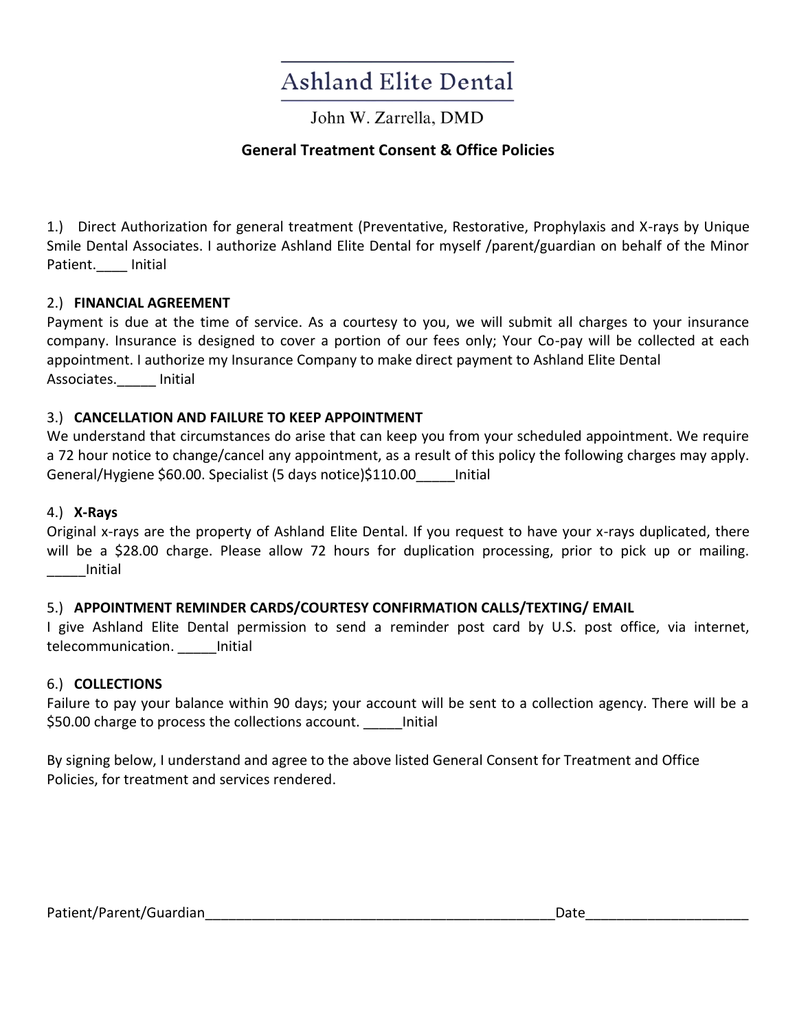# Ashland Elite Dental

John W. Zarrella, DMD

## General Treatment Consent & Office Policies

1.) Direct Authorization for general treatment (Preventative, Restorative, Prophylaxis and X-rays by Unique Smile Dental Associates. I authorize Ashland Elite Dental for myself /parent/guardian on behalf of the Minor Patient.____ Initial

2.) **FINANCIAL AGREEMENT**

Payment is due at the time of service. As a courtesy to you, we will submit all charges to your insurance company. Insurance is designed to cover a portion of our fees only; Your Co-pay will be collected at each appointment. I authorize my Insurance Company to make direct payment to Ashland Elite Dental Associates._____ Initial

3.) **CANCELLATION AND FAILURE TO KEEP APPOINTMENT**

We understand that circumstances do arise that can keep you from your scheduled appointment. We require a 72 hour notice to change/cancel any appointment, as a result of this policy the following charges may apply. General/Hygiene $60.00. Specialist (5 days notice)$110.00_____Initial

4.) **X-Rays**

Original x-rays are the property of Ashland Elite Dental. If you request to have your x-rays duplicated, there will be a $28.00 charge. Please allow 72 hours for duplication processing, prior to pick up or mailing. _____Initial

5.) **APPOINTMENT REMINDER CARDS/COURTESY CONFIRMATION CALLS/TEXTING/ EMAIL**

I give Ashland Elite Dental permission to send a reminder post card by U.S. post office, via internet, telecommunication. _____Initial

6.) **COLLECTIONS**

Failure to pay your balance within 90 days; your account will be sent to a collection agency. There will be a $50.00 charge to process the collections account. _____Initial

By signing below, I understand and agree to the above listed General Consent for Treatment and Office Policies, for treatment and services rendered.

Patient/Parent/Guardian_______________________________________________Date_____________________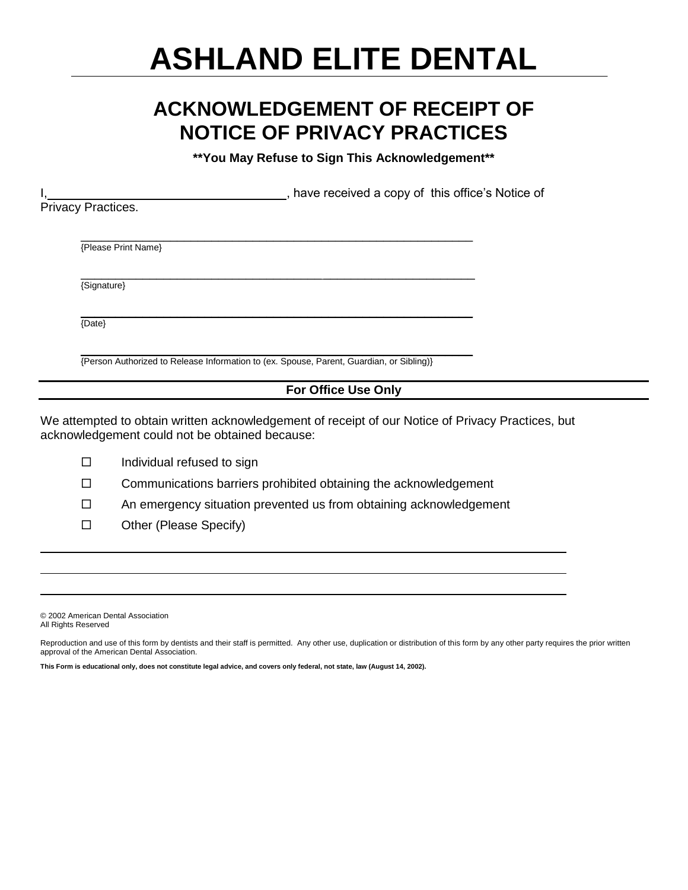# ASHLAND ELITE DENTAL

## ACKNOWLEDGEMENT OF RECEIPT OF NOTICE OF PRIVACY PRACTICES

**\*\*You May Refuse to Sign This Acknowledgement\*\***

I,\_\_\_\_\_\_\_\_\_\_\_\_\_\_\_\_\_\_\_\_\_\_\_\_\_\_\_\_\_\_\_\_\_\_, have received a copy of this office's Notice of Privacy Practices.

\_\_\_\_\_\_\_\_\_\_\_\_\_\_\_\_\_\_\_\_\_\_\_\_\_\_\_\_\_\_\_\_\_\_\_\_\_\_\_\_\_\_\_\_\_\_\_\_\_\_\_\_\_\_\_\_\_\_\_\_\_\_
{Please Print Name}

\_\_\_\_\_\_\_\_\_\_\_\_\_\_\_\_\_\_\_\_\_\_\_\_\_\_\_\_\_\_\_\_\_\_\_\_\_\_\_\_\_\_\_\_\_\_\_\_\_\_\_\_\_\_\_\_\_\_\_\_\_\_
{Signature}

\_\_\_\_\_\_\_\_\_\_\_\_\_\_\_\_\_\_\_\_\_\_\_\_\_\_\_\_\_\_\_\_\_\_\_\_\_\_\_\_\_\_\_\_\_\_\_\_\_\_\_\_\_\_\_\_\_\_\_\_\_\_
{Date}

\_\_\_\_\_\_\_\_\_\_\_\_\_\_\_\_\_\_\_\_\_\_\_\_\_\_\_\_\_\_\_\_\_\_\_\_\_\_\_\_\_\_\_\_\_\_\_\_\_\_\_\_\_\_\_\_\_\_\_\_\_\_
{Person Authorized to Release Information to (ex. Spouse, Parent, Guardian, or Sibling)}

---

**For Office Use Only**

---

We attempted to obtain written acknowledgement of receipt of our Notice of Privacy Practices, but acknowledgement could not be obtained because:

- ☐ Individual refused to sign
- ☐ Communications barriers prohibited obtaining the acknowledgement
- ☐ An emergency situation prevented us from obtaining acknowledgement
- ☐ Other (Please Specify)

\_\_\_\_\_\_\_\_\_\_\_\_\_\_\_\_\_\_\_\_\_\_\_\_\_\_\_\_\_\_\_\_\_\_\_\_\_\_\_\_\_\_\_\_\_\_\_\_\_\_\_\_\_\_\_\_\_\_\_\_\_\_\_\_\_\_\_\_\_\_\_\_\_\_

\_\_\_\_\_\_\_\_\_\_\_\_\_\_\_\_\_\_\_\_\_\_\_\_\_\_\_\_\_\_\_\_\_\_\_\_\_\_\_\_\_\_\_\_\_\_\_\_\_\_\_\_\_\_\_\_\_\_\_\_\_\_\_\_\_\_\_\_\_\_\_\_\_\_

\_\_\_\_\_\_\_\_\_\_\_\_\_\_\_\_\_\_\_\_\_\_\_\_\_\_\_\_\_\_\_\_\_\_\_\_\_\_\_\_\_\_\_\_\_\_\_\_\_\_\_\_\_\_\_\_\_\_\_\_\_\_\_\_\_\_\_\_\_\_\_\_\_\_

© 2002 American Dental Association
All Rights Reserved

Reproduction and use of this form by dentists and their staff is permitted. Any other use, duplication or distribution of this form by any other party requires the prior written approval of the American Dental Association.

**This Form is educational only, does not constitute legal advice, and covers only federal, not state, law (August 14, 2002).**